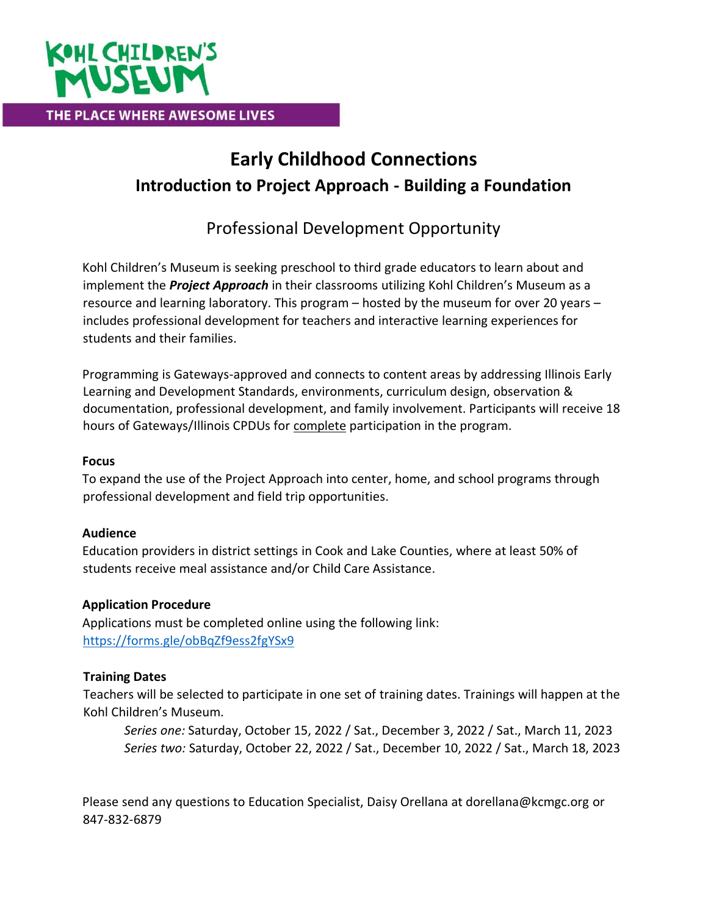KOHL CHILDREN'S MUSEUM

THE PLACE WHERE AWESOME LIVES

# Early Childhood Connections

## Introduction to Project Approach - Building a Foundation

### Professional Development Opportunity

Kohl Children's Museum is seeking preschool to third grade educators to learn about and implement the ***Project Approach*** in their classrooms utilizing Kohl Children's Museum as a resource and learning laboratory. This program – hosted by the museum for over 20 years – includes professional development for teachers and interactive learning experiences for students and their families.

Programming is Gateways-approved and connects to content areas by addressing Illinois Early Learning and Development Standards, environments, curriculum design, observation & documentation, professional development, and family involvement. Participants will receive 18 hours of Gateways/Illinois CPDUs for complete participation in the program.

**Focus**

To expand the use of the Project Approach into center, home, and school programs through professional development and field trip opportunities.

**Audience**

Education providers in district settings in Cook and Lake Counties, where at least 50% of students receive meal assistance and/or Child Care Assistance.

**Application Procedure**

Applications must be completed online using the following link:
https://forms.gle/obBqZf9ess2fgYSx9

**Training Dates**

Teachers will be selected to participate in one set of training dates. Trainings will happen at the Kohl Children's Museum.

*Series one:* Saturday, October 15, 2022 / Sat., December 3, 2022 / Sat., March 11, 2023
*Series two:* Saturday, October 22, 2022 / Sat., December 10, 2022 / Sat., March 18, 2023

Please send any questions to Education Specialist, Daisy Orellana at dorellana@kcmgc.org or 847-832-6879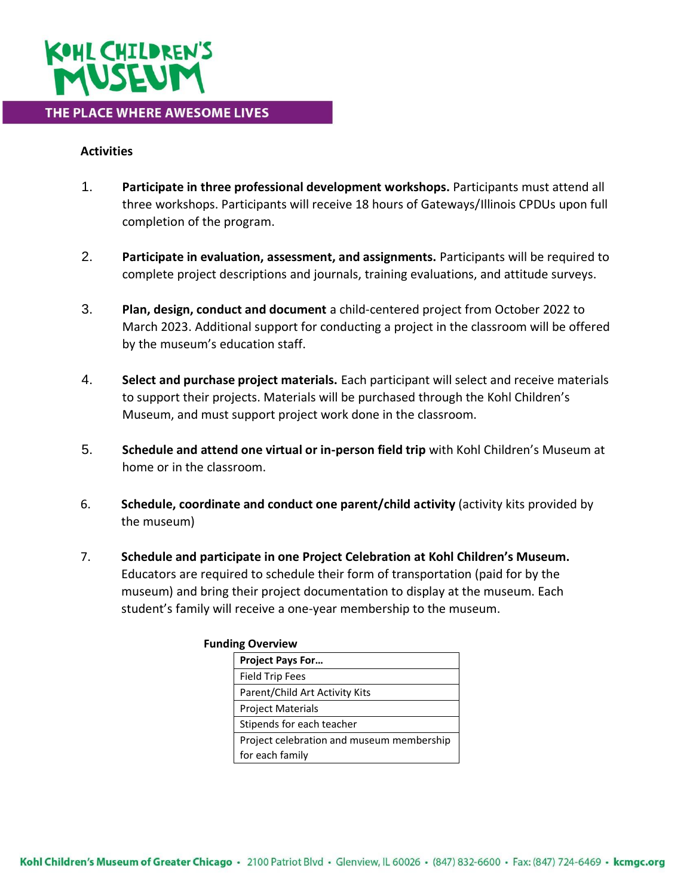**Activities**

1. **Participate in three professional development workshops.** Participants must attend all three workshops. Participants will receive 18 hours of Gateways/Illinois CPDUs upon full completion of the program.

2. **Participate in evaluation, assessment, and assignments.** Participants will be required to complete project descriptions and journals, training evaluations, and attitude surveys.

3. **Plan, design, conduct and document** a child-centered project from October 2022 to March 2023. Additional support for conducting a project in the classroom will be offered by the museum's education staff.

4. **Select and purchase project materials.** Each participant will select and receive materials to support their projects. Materials will be purchased through the Kohl Children's Museum, and must support project work done in the classroom.

5. **Schedule and attend one virtual or in-person field trip** with Kohl Children's Museum at home or in the classroom.

6. **Schedule, coordinate and conduct one parent/child activity** (activity kits provided by the museum)

7. **Schedule and participate in one Project Celebration at Kohl Children's Museum.** Educators are required to schedule their form of transportation (paid for by the museum) and bring their project documentation to display at the museum. Each student's family will receive a one-year membership to the museum.

**Funding Overview**

| Project Pays For… |
| --- |
| Field Trip Fees |
| Parent/Child Art Activity Kits |
| Project Materials |
| Stipends for each teacher |
| Project celebration and museum membership for each family |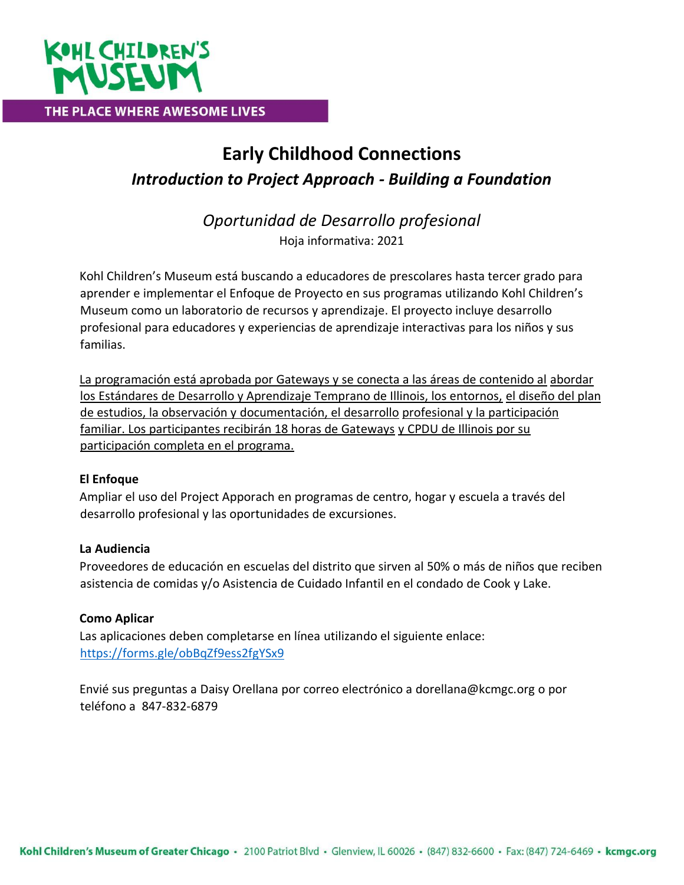KOHL CHILDREN'S MUSEUM

THE PLACE WHERE AWESOME LIVES

# Early Childhood Connections

## *Introduction to Project Approach - Building a Foundation*

### *Oportunidad de Desarrollo profesional*

Hoja informativa: 2021

Kohl Children's Museum está buscando a educadores de prescolares hasta tercer grado para aprender e implementar el Enfoque de Proyecto en sus programas utilizando Kohl Children's Museum como un laboratorio de recursos y aprendizaje. El proyecto incluye desarrollo profesional para educadores y experiencias de aprendizaje interactivas para los niños y sus familias.

La programación está aprobada por Gateways y se conecta a las áreas de contenido al abordar los Estándares de Desarrollo y Aprendizaje Temprano de Illinois, los entornos, el diseño del plan de estudios, la observación y documentación, el desarrollo profesional y la participación familiar. Los participantes recibirán 18 horas de Gateways y CPDU de Illinois por su participación completa en el programa.

**El Enfoque**

Ampliar el uso del Project Approach en programas de centro, hogar y escuela a través del desarrollo profesional y las oportunidades de excursiones.

**La Audiencia**

Proveedores de educación en escuelas del distrito que sirven al 50% o más de niños que reciben asistencia de comidas y/o Asistencia de Cuidado Infantil en el condado de Cook y Lake.

**Como Aplicar**

Las aplicaciones deben completarse en línea utilizando el siguiente enlace: https://forms.gle/obBqZf9ess2fgYSx9

Envié sus preguntas a Daisy Orellana por correo electrónico a dorellana@kcmgc.org o por teléfono a 847-832-6879

Kohl Children's Museum of Greater Chicago • 2100 Patriot Blvd • Glenview, IL 60026 • (847) 832-6600 • Fax: (847) 724-6469 • kcmgc.org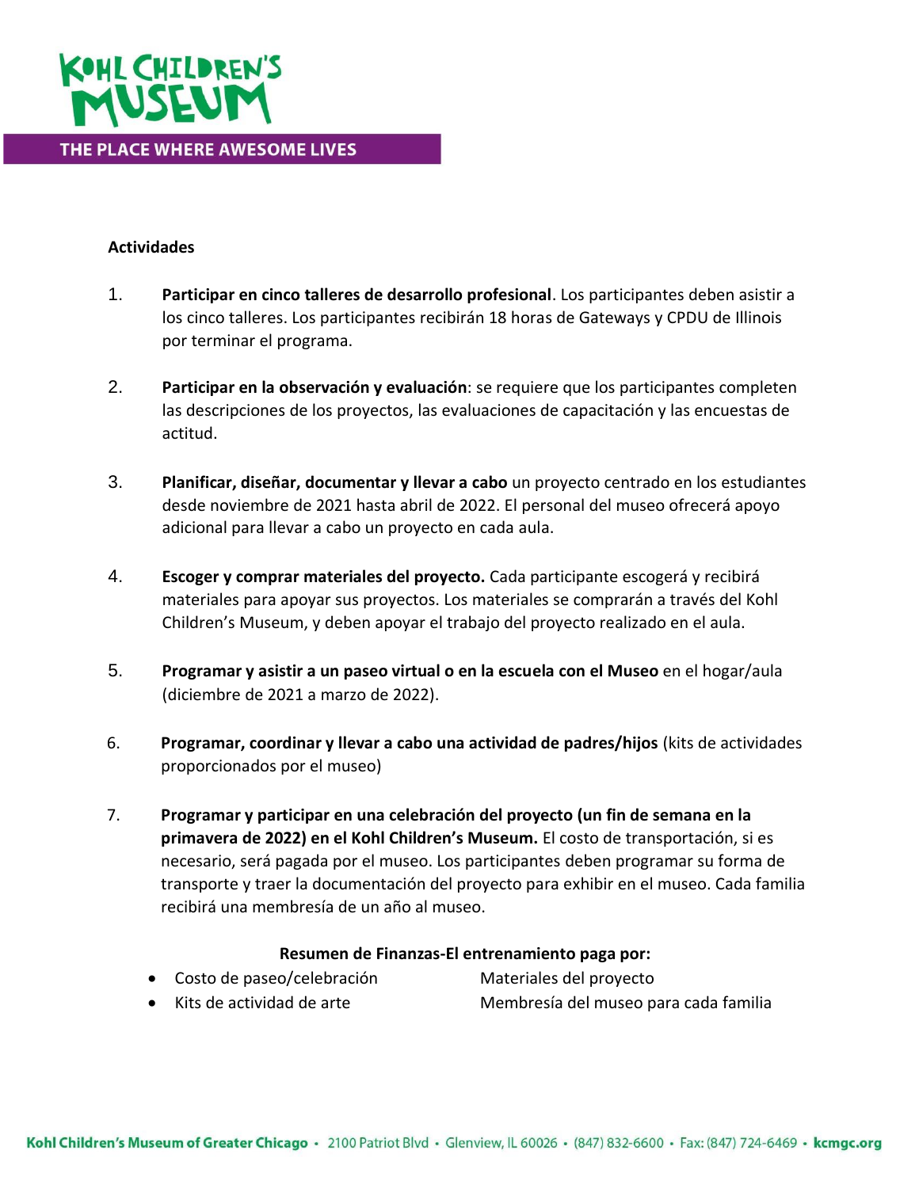**Actividades**

1. **Participar en cinco talleres de desarrollo profesional**. Los participantes deben asistir a los cinco talleres. Los participantes recibirán 18 horas de Gateways y CPDU de Illinois por terminar el programa.

2. **Participar en la observación y evaluación**: se requiere que los participantes completen las descripciones de los proyectos, las evaluaciones de capacitación y las encuestas de actitud.

3. **Planificar, diseñar, documentar y llevar a cabo** un proyecto centrado en los estudiantes desde noviembre de 2021 hasta abril de 2022. El personal del museo ofrecerá apoyo adicional para llevar a cabo un proyecto en cada aula.

4. **Escoger y comprar materiales del proyecto.** Cada participante escogerá y recibirá materiales para apoyar sus proyectos. Los materiales se comprarán a través del Kohl Children's Museum, y deben apoyar el trabajo del proyecto realizado en el aula.

5. **Programar y asistir a un paseo virtual o en la escuela con el Museo** en el hogar/aula (diciembre de 2021 a marzo de 2022).

6. **Programar, coordinar y llevar a cabo una actividad de padres/hijos** (kits de actividades proporcionados por el museo)

7. **Programar y participar en una celebración del proyecto (un fin de semana en la primavera de 2022) en el Kohl Children's Museum.** El costo de transportación, si es necesario, será pagada por el museo. Los participantes deben programar su forma de transporte y traer la documentación del proyecto para exhibir en el museo. Cada familia recibirá una membresía de un año al museo.

**Resumen de Finanzas-El entrenamiento paga por:**

- Costo de paseo/celebración
- Kits de actividad de arte
- Materiales del proyecto
- Membresía del museo para cada familia